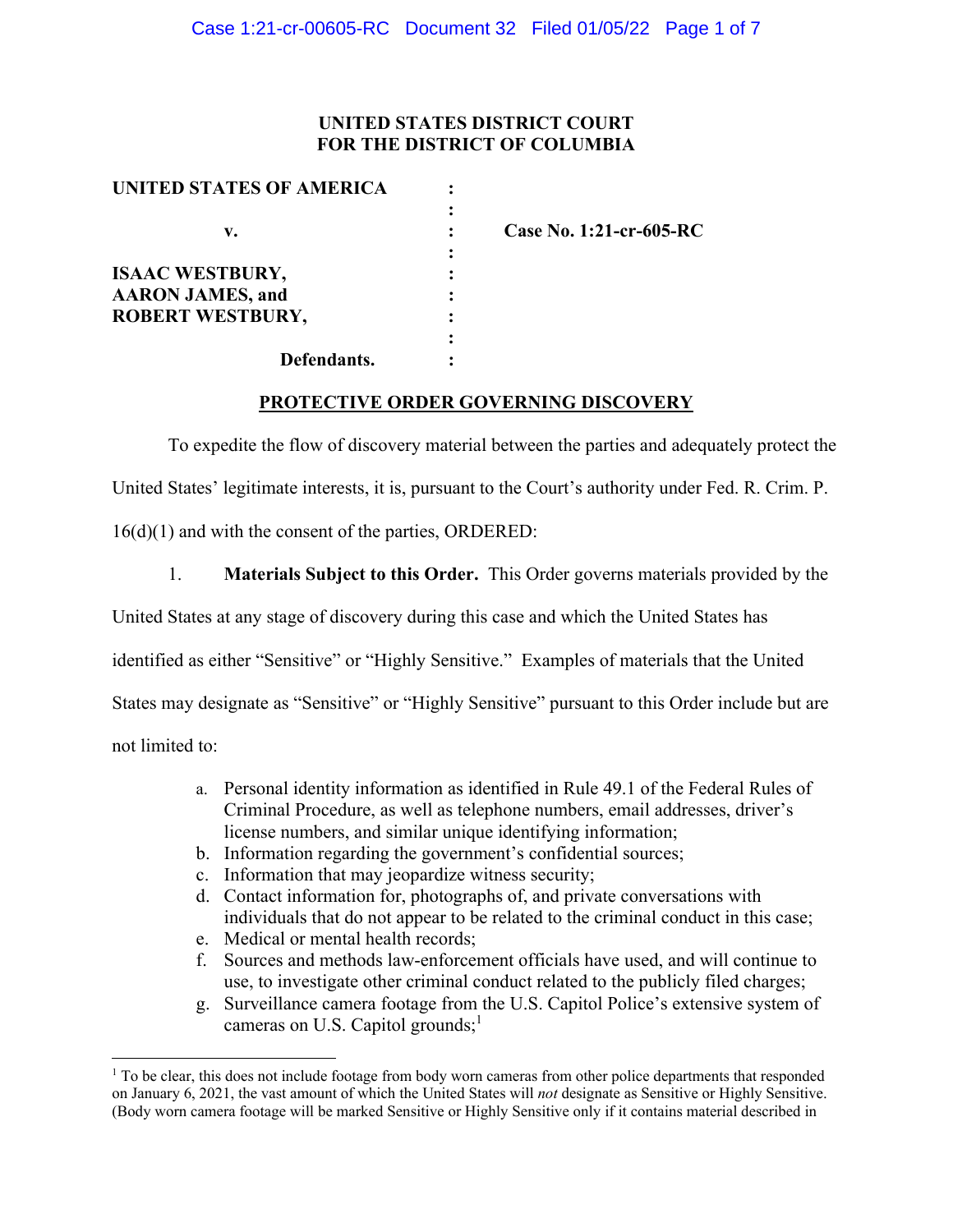**UNITED STATES DISTRICT COURT**
**FOR THE DISTRICT OF COLUMBIA**

| | | |
|---|---|---|
| **UNITED STATES OF AMERICA** | : | |
| | : | |
| **v.** | : | **Case No. 1:21-cr-605-RC** |
| | : | |
| **ISAAC WESTBURY,** | : | |
| **AARON JAMES, and** | : | |
| **ROBERT WESTBURY,** | : | |
| | : | |
| **Defendants.** | : | |

## PROTECTIVE ORDER GOVERNING DISCOVERY

To expedite the flow of discovery material between the parties and adequately protect the United States' legitimate interests, it is, pursuant to the Court's authority under Fed. R. Crim. P. 16(d)(1) and with the consent of the parties, ORDERED:

1. **Materials Subject to this Order.** This Order governs materials provided by the United States at any stage of discovery during this case and which the United States has identified as either "Sensitive" or "Highly Sensitive." Examples of materials that the United States may designate as "Sensitive" or "Highly Sensitive" pursuant to this Order include but are not limited to:

   a. Personal identity information as identified in Rule 49.1 of the Federal Rules of Criminal Procedure, as well as telephone numbers, email addresses, driver's license numbers, and similar unique identifying information;
   b. Information regarding the government's confidential sources;
   c. Information that may jeopardize witness security;
   d. Contact information for, photographs of, and private conversations with individuals that do not appear to be related to the criminal conduct in this case;
   e. Medical or mental health records;
   f. Sources and methods law-enforcement officials have used, and will continue to use, to investigate other criminal conduct related to the publicly filed charges;
   g. Surveillance camera footage from the U.S. Capitol Police's extensive system of cameras on U.S. Capitol grounds;[1]

[1] To be clear, this does not include footage from body worn cameras from other police departments that responded on January 6, 2021, the vast amount of which the United States will *not* designate as Sensitive or Highly Sensitive. (Body worn camera footage will be marked Sensitive or Highly Sensitive only if it contains material described in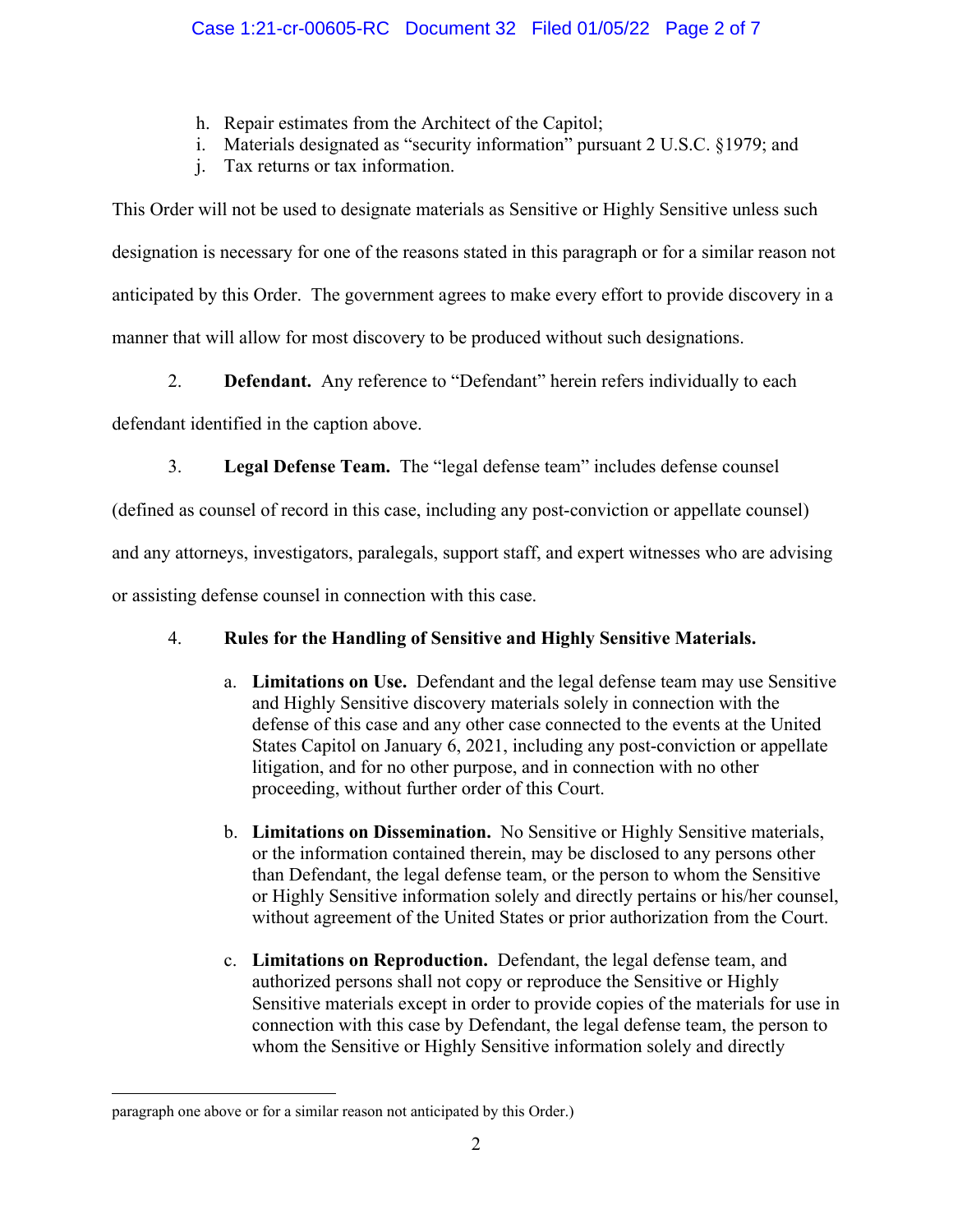h. Repair estimates from the Architect of the Capitol;
i. Materials designated as "security information" pursuant 2 U.S.C. §1979; and
j. Tax returns or tax information.

This Order will not be used to designate materials as Sensitive or Highly Sensitive unless such designation is necessary for one of the reasons stated in this paragraph or for a similar reason not anticipated by this Order. The government agrees to make every effort to provide discovery in a manner that will allow for most discovery to be produced without such designations.

2. **Defendant.** Any reference to "Defendant" herein refers individually to each defendant identified in the caption above.

3. **Legal Defense Team.** The "legal defense team" includes defense counsel (defined as counsel of record in this case, including any post-conviction or appellate counsel) and any attorneys, investigators, paralegals, support staff, and expert witnesses who are advising or assisting defense counsel in connection with this case.

4. **Rules for the Handling of Sensitive and Highly Sensitive Materials.**

   a. **Limitations on Use.** Defendant and the legal defense team may use Sensitive and Highly Sensitive discovery materials solely in connection with the defense of this case and any other case connected to the events at the United States Capitol on January 6, 2021, including any post-conviction or appellate litigation, and for no other purpose, and in connection with no other proceeding, without further order of this Court.

   b. **Limitations on Dissemination.** No Sensitive or Highly Sensitive materials, or the information contained therein, may be disclosed to any persons other than Defendant, the legal defense team, or the person to whom the Sensitive or Highly Sensitive information solely and directly pertains or his/her counsel, without agreement of the United States or prior authorization from the Court.

   c. **Limitations on Reproduction.** Defendant, the legal defense team, and authorized persons shall not copy or reproduce the Sensitive or Highly Sensitive materials except in order to provide copies of the materials for use in connection with this case by Defendant, the legal defense team, the person to whom the Sensitive or Highly Sensitive information solely and directly

paragraph one above or for a similar reason not anticipated by this Order.)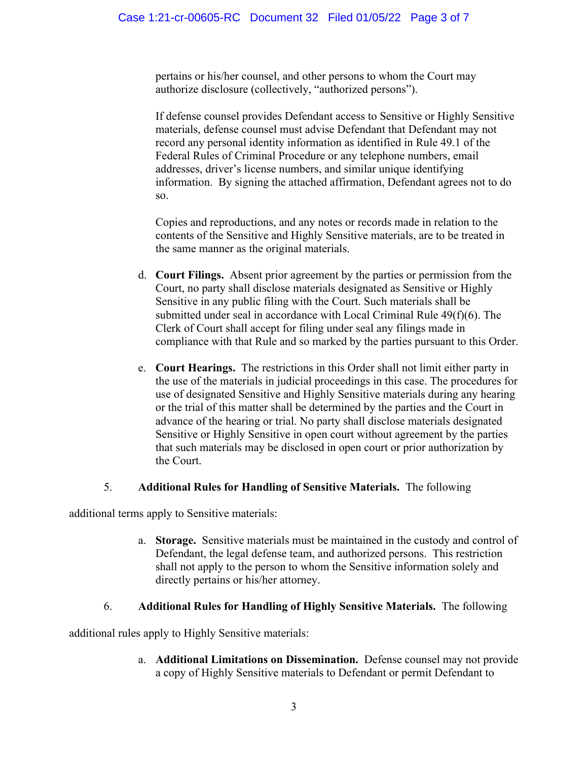pertains or his/her counsel, and other persons to whom the Court may authorize disclosure (collectively, "authorized persons").

If defense counsel provides Defendant access to Sensitive or Highly Sensitive materials, defense counsel must advise Defendant that Defendant may not record any personal identity information as identified in Rule 49.1 of the Federal Rules of Criminal Procedure or any telephone numbers, email addresses, driver's license numbers, and similar unique identifying information. By signing the attached affirmation, Defendant agrees not to do so.

Copies and reproductions, and any notes or records made in relation to the contents of the Sensitive and Highly Sensitive materials, are to be treated in the same manner as the original materials.

d. **Court Filings.** Absent prior agreement by the parties or permission from the Court, no party shall disclose materials designated as Sensitive or Highly Sensitive in any public filing with the Court. Such materials shall be submitted under seal in accordance with Local Criminal Rule 49(f)(6). The Clerk of Court shall accept for filing under seal any filings made in compliance with that Rule and so marked by the parties pursuant to this Order.

e. **Court Hearings.** The restrictions in this Order shall not limit either party in the use of the materials in judicial proceedings in this case. The procedures for use of designated Sensitive and Highly Sensitive materials during any hearing or the trial of this matter shall be determined by the parties and the Court in advance of the hearing or trial. No party shall disclose materials designated Sensitive or Highly Sensitive in open court without agreement by the parties that such materials may be disclosed in open court or prior authorization by the Court.

5. **Additional Rules for Handling of Sensitive Materials.** The following additional terms apply to Sensitive materials:

a. **Storage.** Sensitive materials must be maintained in the custody and control of Defendant, the legal defense team, and authorized persons. This restriction shall not apply to the person to whom the Sensitive information solely and directly pertains or his/her attorney.

6. **Additional Rules for Handling of Highly Sensitive Materials.** The following additional rules apply to Highly Sensitive materials:

a. **Additional Limitations on Dissemination.** Defense counsel may not provide a copy of Highly Sensitive materials to Defendant or permit Defendant to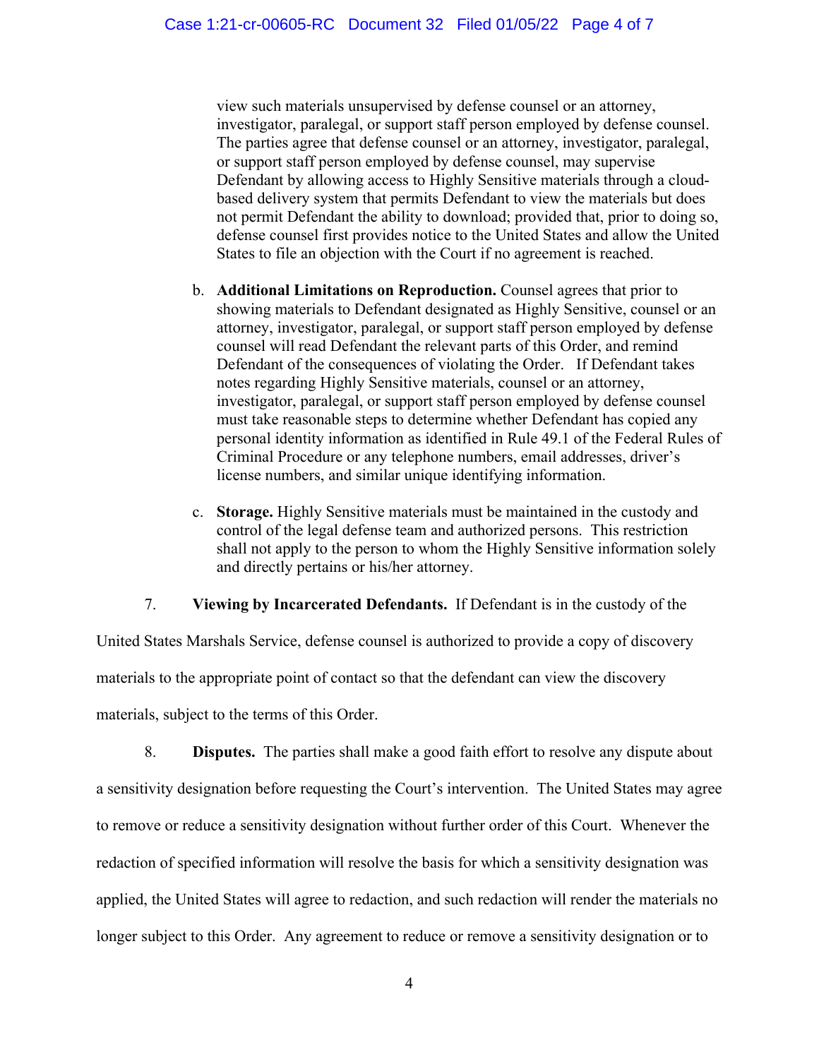view such materials unsupervised by defense counsel or an attorney, investigator, paralegal, or support staff person employed by defense counsel. The parties agree that defense counsel or an attorney, investigator, paralegal, or support staff person employed by defense counsel, may supervise Defendant by allowing access to Highly Sensitive materials through a cloud-based delivery system that permits Defendant to view the materials but does not permit Defendant the ability to download; provided that, prior to doing so, defense counsel first provides notice to the United States and allow the United States to file an objection with the Court if no agreement is reached.

b. **Additional Limitations on Reproduction.** Counsel agrees that prior to showing materials to Defendant designated as Highly Sensitive, counsel or an attorney, investigator, paralegal, or support staff person employed by defense counsel will read Defendant the relevant parts of this Order, and remind Defendant of the consequences of violating the Order. If Defendant takes notes regarding Highly Sensitive materials, counsel or an attorney, investigator, paralegal, or support staff person employed by defense counsel must take reasonable steps to determine whether Defendant has copied any personal identity information as identified in Rule 49.1 of the Federal Rules of Criminal Procedure or any telephone numbers, email addresses, driver's license numbers, and similar unique identifying information.

c. **Storage.** Highly Sensitive materials must be maintained in the custody and control of the legal defense team and authorized persons. This restriction shall not apply to the person to whom the Highly Sensitive information solely and directly pertains or his/her attorney.

7. **Viewing by Incarcerated Defendants.** If Defendant is in the custody of the United States Marshals Service, defense counsel is authorized to provide a copy of discovery materials to the appropriate point of contact so that the defendant can view the discovery materials, subject to the terms of this Order.

8. **Disputes.** The parties shall make a good faith effort to resolve any dispute about a sensitivity designation before requesting the Court's intervention. The United States may agree to remove or reduce a sensitivity designation without further order of this Court. Whenever the redaction of specified information will resolve the basis for which a sensitivity designation was applied, the United States will agree to redaction, and such redaction will render the materials no longer subject to this Order. Any agreement to reduce or remove a sensitivity designation or to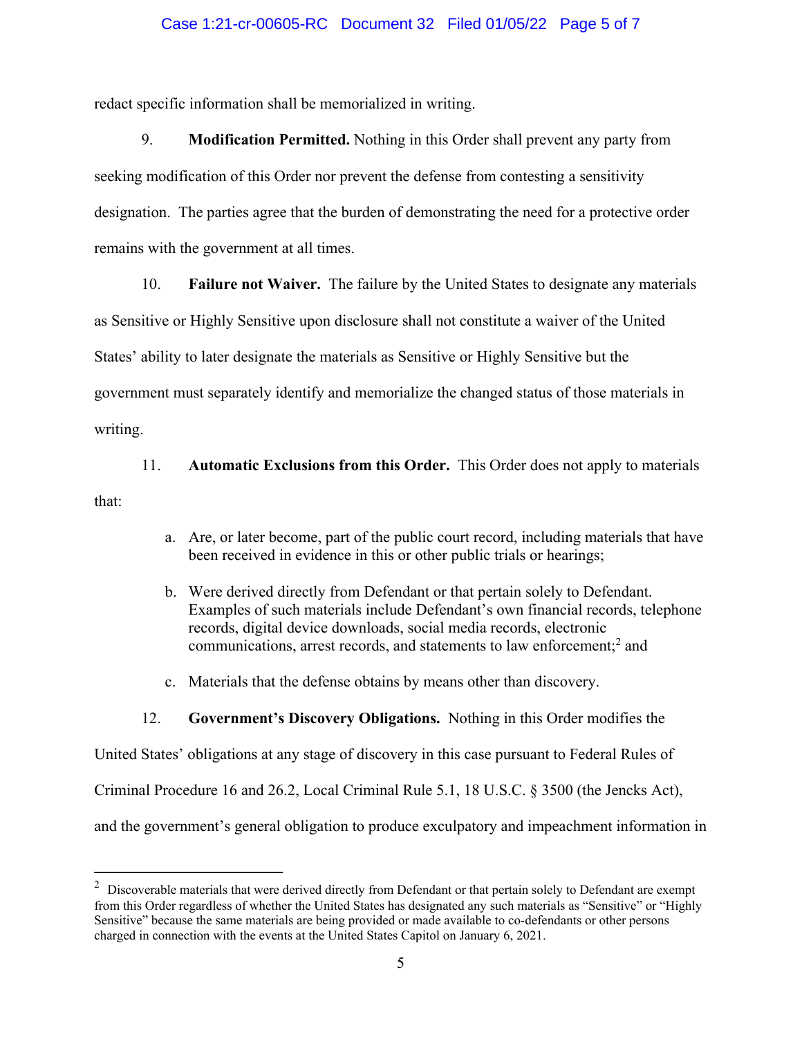redact specific information shall be memorialized in writing.

9. **Modification Permitted.** Nothing in this Order shall prevent any party from seeking modification of this Order nor prevent the defense from contesting a sensitivity designation. The parties agree that the burden of demonstrating the need for a protective order remains with the government at all times.

10. **Failure not Waiver.** The failure by the United States to designate any materials as Sensitive or Highly Sensitive upon disclosure shall not constitute a waiver of the United States' ability to later designate the materials as Sensitive or Highly Sensitive but the government must separately identify and memorialize the changed status of those materials in writing.

11. **Automatic Exclusions from this Order.** This Order does not apply to materials that:

   a. Are, or later become, part of the public court record, including materials that have been received in evidence in this or other public trials or hearings;

   b. Were derived directly from Defendant or that pertain solely to Defendant. Examples of such materials include Defendant's own financial records, telephone records, digital device downloads, social media records, electronic communications, arrest records, and statements to law enforcement;[2] and

   c. Materials that the defense obtains by means other than discovery.

12. **Government's Discovery Obligations.** Nothing in this Order modifies the United States' obligations at any stage of discovery in this case pursuant to Federal Rules of Criminal Procedure 16 and 26.2, Local Criminal Rule 5.1, 18 U.S.C. § 3500 (the Jencks Act), and the government's general obligation to produce exculpatory and impeachment information in

---

[2] Discoverable materials that were derived directly from Defendant or that pertain solely to Defendant are exempt from this Order regardless of whether the United States has designated any such materials as "Sensitive" or "Highly Sensitive" because the same materials are being provided or made available to co-defendants or other persons charged in connection with the events at the United States Capitol on January 6, 2021.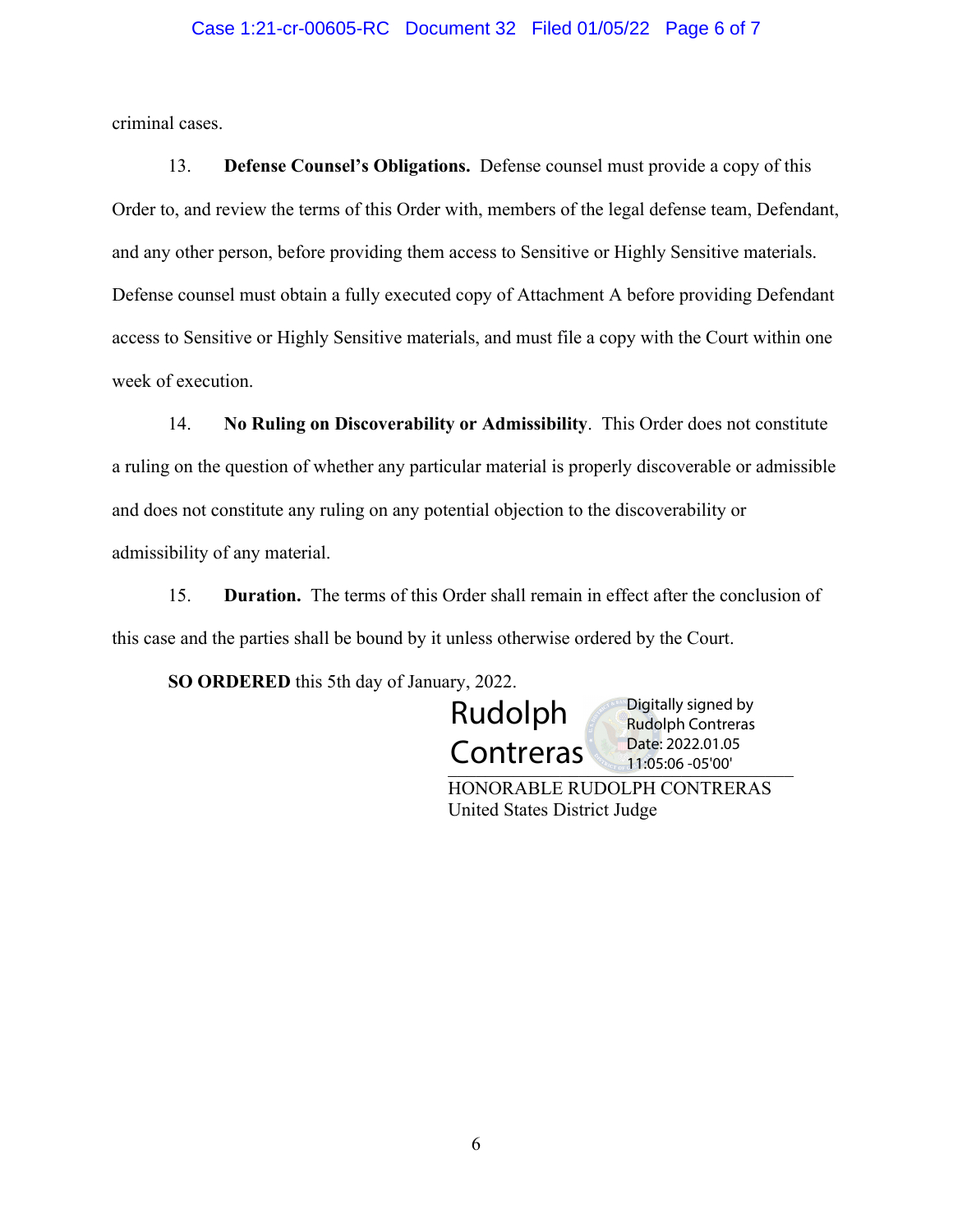criminal cases.

13. **Defense Counsel's Obligations.** Defense counsel must provide a copy of this Order to, and review the terms of this Order with, members of the legal defense team, Defendant, and any other person, before providing them access to Sensitive or Highly Sensitive materials. Defense counsel must obtain a fully executed copy of Attachment A before providing Defendant access to Sensitive or Highly Sensitive materials, and must file a copy with the Court within one week of execution.

14. **No Ruling on Discoverability or Admissibility**. This Order does not constitute a ruling on the question of whether any particular material is properly discoverable or admissible and does not constitute any ruling on any potential objection to the discoverability or admissibility of any material.

15. **Duration.** The terms of this Order shall remain in effect after the conclusion of this case and the parties shall be bound by it unless otherwise ordered by the Court.

**SO ORDERED** this 5th day of January, 2022.

Rudolph Contreras
Digitally signed by Rudolph Contreras
Date: 2022.01.05 11:05:06 -05'00'

HONORABLE RUDOLPH CONTRERAS
United States District Judge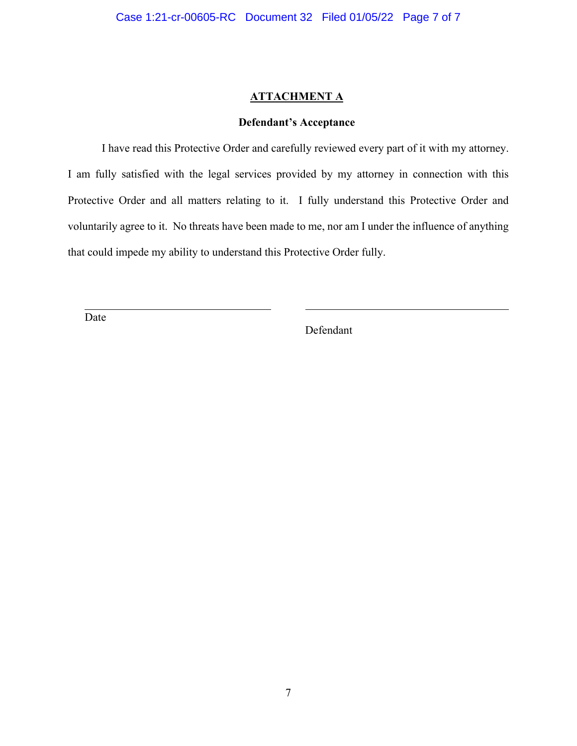## ATTACHMENT A

**Defendant's Acceptance**

I have read this Protective Order and carefully reviewed every part of it with my attorney. I am fully satisfied with the legal services provided by my attorney in connection with this Protective Order and all matters relating to it. I fully understand this Protective Order and voluntarily agree to it. No threats have been made to me, nor am I under the influence of anything that could impede my ability to understand this Protective Order fully.

\_\_\_\_\_\_\_\_\_\_\_\_\_\_\_\_\_\_\_\_\_\_\_\_\_\_\_\_\_\_ \_\_\_\_\_\_\_\_\_\_\_\_\_\_\_\_\_\_\_\_\_\_\_\_\_\_\_\_\_\_

Date

Defendant